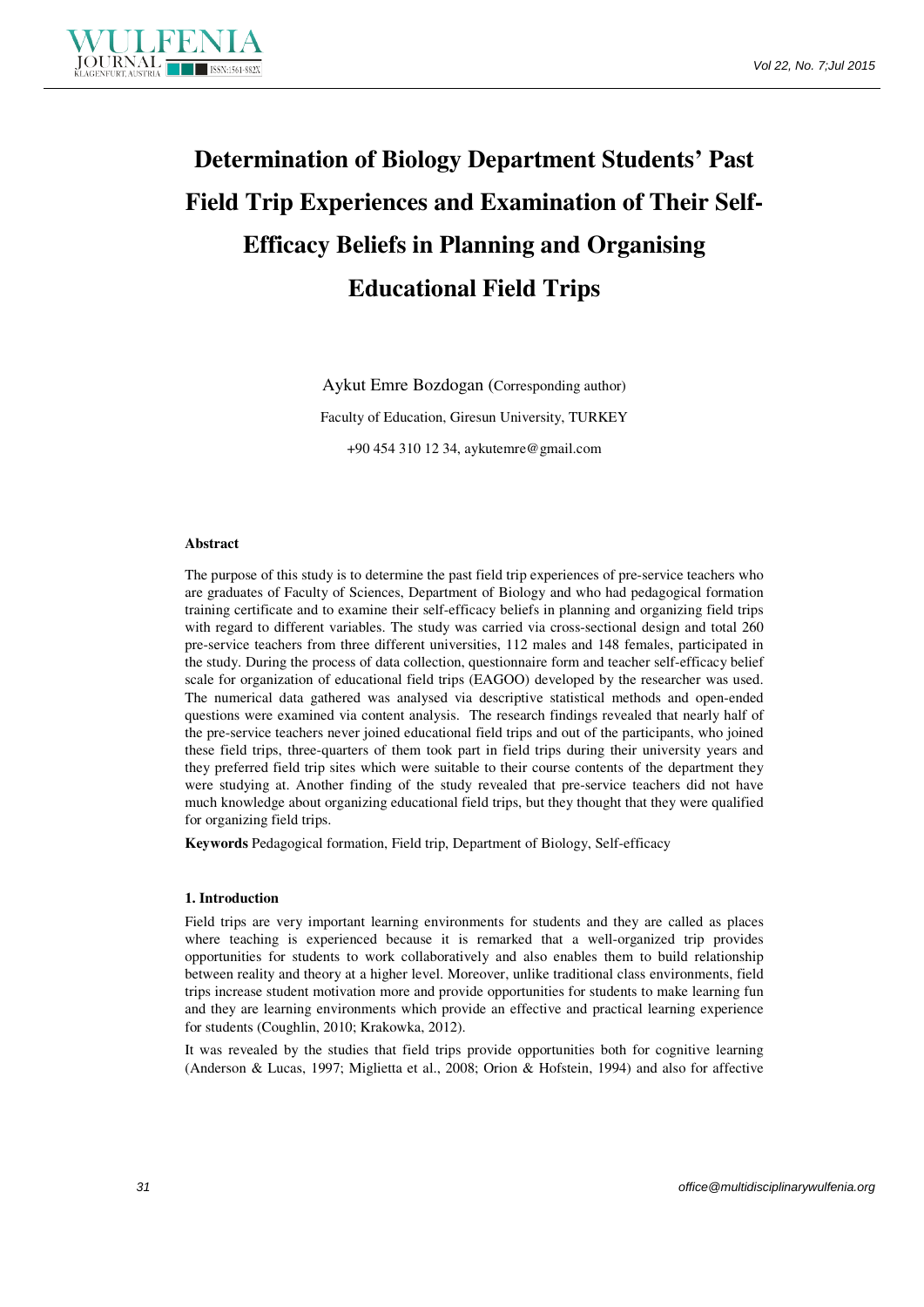# Determination of Biology Department Students' Past Field Trip Experiences and Examination of Their Self-Efficacy Beliefs in Planning and Organising Educational Field Trips

Aykut Emre Bozdogan (Corresponding author)

Faculty of Education, Giresun University, TURKEY

+90 454 310 12 34, aykutemre@gmail.com

## Abstract

The purpose of this study is to determine the past field trip experiences of pre-service teachers who are graduates of Faculty of Sciences, Department of Biology and who had pedagogical formation training certificate and to examine their self-efficacy beliefs in planning and organizing field trips with regard to different variables. The study was carried via cross-sectional design and total 260 pre-service teachers from three different universities, 112 males and 148 females, participated in the study. During the process of data collection, questionnaire form and teacher self-efficacy belief scale for organization of educational field trips (EAGOO) developed by the researcher was used. The numerical data gathered was analysed via descriptive statistical methods and open-ended questions were examined via content analysis. The research findings revealed that nearly half of the pre-service teachers never joined educational field trips and out of the participants, who joined these field trips, three-quarters of them took part in field trips during their university years and they preferred field trip sites which were suitable to their course contents of the department they were studying at. Another finding of the study revealed that pre-service teachers did not have much knowledge about organizing educational field trips, but they thought that they were qualified for organizing field trips.

**Keywords** Pedagogical formation, Field trip, Department of Biology, Self-efficacy

## 1. Introduction

Field trips are very important learning environments for students and they are called as places where teaching is experienced because it is remarked that a well-organized trip provides opportunities for students to work collaboratively and also enables them to build relationship between reality and theory at a higher level. Moreover, unlike traditional class environments, field trips increase student motivation more and provide opportunities for students to make learning fun and they are learning environments which provide an effective and practical learning experience for students (Coughlin, 2010; Krakowka, 2012).

It was revealed by the studies that field trips provide opportunities both for cognitive learning (Anderson & Lucas, 1997; Miglietta et al., 2008; Orion & Hofstein, 1994) and also for affective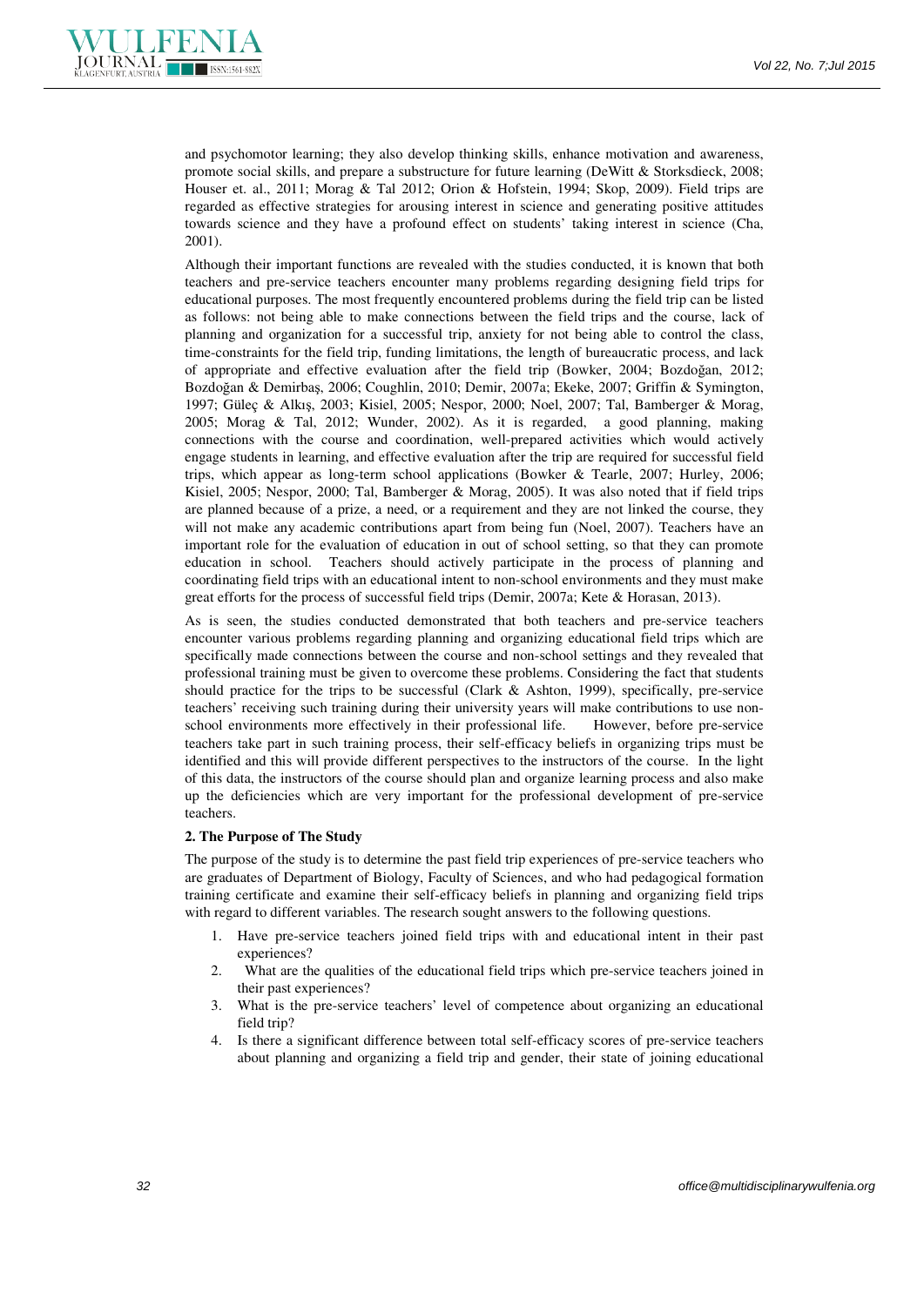and psychomotor learning; they also develop thinking skills, enhance motivation and awareness, promote social skills, and prepare a substructure for future learning (DeWitt & Storksdieck, 2008; Houser et. al., 2011; Morag & Tal 2012; Orion & Hofstein, 1994; Skop, 2009). Field trips are regarded as effective strategies for arousing interest in science and generating positive attitudes towards science and they have a profound effect on students' taking interest in science (Cha, 2001).

Although their important functions are revealed with the studies conducted, it is known that both teachers and pre-service teachers encounter many problems regarding designing field trips for educational purposes. The most frequently encountered problems during the field trip can be listed as follows: not being able to make connections between the field trips and the course, lack of planning and organization for a successful trip, anxiety for not being able to control the class, time-constraints for the field trip, funding limitations, the length of bureaucratic process, and lack of appropriate and effective evaluation after the field trip (Bowker, 2004; Bozdoğan, 2012; Bozdoğan & Demirbaş, 2006; Coughlin, 2010; Demir, 2007a; Ekeke, 2007; Griffin & Symington, 1997; Güleç & Alkış, 2003; Kisiel, 2005; Nespor, 2000; Noel, 2007; Tal, Bamberger & Morag, 2005; Morag & Tal, 2012; Wunder, 2002). As it is regarded, a good planning, making connections with the course and coordination, well-prepared activities which would actively engage students in learning, and effective evaluation after the trip are required for successful field trips, which appear as long-term school applications (Bowker & Tearle, 2007; Hurley, 2006; Kisiel, 2005; Nespor, 2000; Tal, Bamberger & Morag, 2005). It was also noted that if field trips are planned because of a prize, a need, or a requirement and they are not linked the course, they will not make any academic contributions apart from being fun (Noel, 2007). Teachers have an important role for the evaluation of education in out of school setting, so that they can promote education in school. Teachers should actively participate in the process of planning and coordinating field trips with an educational intent to non-school environments and they must make great efforts for the process of successful field trips (Demir, 2007a; Kete & Horasan, 2013).

As is seen, the studies conducted demonstrated that both teachers and pre-service teachers encounter various problems regarding planning and organizing educational field trips which are specifically made connections between the course and non-school settings and they revealed that professional training must be given to overcome these problems. Considering the fact that students should practice for the trips to be successful (Clark & Ashton, 1999), specifically, pre-service teachers' receiving such training during their university years will make contributions to use non-school environments more effectively in their professional life. However, before pre-service teachers take part in such training process, their self-efficacy beliefs in organizing trips must be identified and this will provide different perspectives to the instructors of the course. In the light of this data, the instructors of the course should plan and organize learning process and also make up the deficiencies which are very important for the professional development of pre-service teachers.

## 2. The Purpose of The Study

The purpose of the study is to determine the past field trip experiences of pre-service teachers who are graduates of Department of Biology, Faculty of Sciences, and who had pedagogical formation training certificate and examine their self-efficacy beliefs in planning and organizing field trips with regard to different variables. The research sought answers to the following questions.

1. Have pre-service teachers joined field trips with and educational intent in their past experiences?
2. What are the qualities of the educational field trips which pre-service teachers joined in their past experiences?
3. What is the pre-service teachers' level of competence about organizing an educational field trip?
4. Is there a significant difference between total self-efficacy scores of pre-service teachers about planning and organizing a field trip and gender, their state of joining educational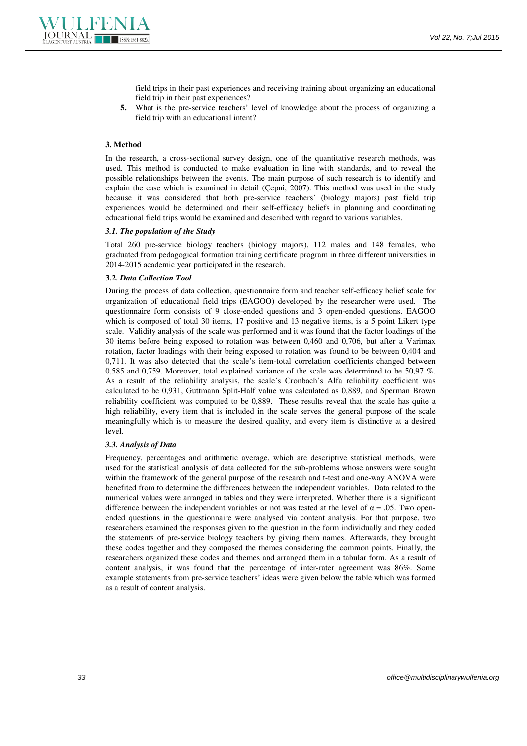field trips in their past experiences and receiving training about organizing an educational field trip in their past experiences?

5. What is the pre-service teachers' level of knowledge about the process of organizing a field trip with an educational intent?

## 3. Method

In the research, a cross-sectional survey design, one of the quantitative research methods, was used. This method is conducted to make evaluation in line with standards, and to reveal the possible relationships between the events. The main purpose of such research is to identify and explain the case which is examined in detail (Çepni, 2007). This method was used in the study because it was considered that both pre-service teachers' (biology majors) past field trip experiences would be determined and their self-efficacy beliefs in planning and coordinating educational field trips would be examined and described with regard to various variables.

### *3.1. The population of the Study*

Total 260 pre-service biology teachers (biology majors), 112 males and 148 females, who graduated from pedagogical formation training certificate program in three different universities in 2014-2015 academic year participated in the research.

### **3.2.** *Data Collection Tool*

During the process of data collection, questionnaire form and teacher self-efficacy belief scale for organization of educational field trips (EAGOO) developed by the researcher were used. The questionnaire form consists of 9 close-ended questions and 3 open-ended questions. EAGOO which is composed of total 30 items, 17 positive and 13 negative items, is a 5 point Likert type scale. Validity analysis of the scale was performed and it was found that the factor loadings of the 30 items before being exposed to rotation was between 0,460 and 0,706, but after a Varimax rotation, factor loadings with their being exposed to rotation was found to be between 0,404 and 0,711. It was also detected that the scale's item-total correlation coefficients changed between 0,585 and 0,759. Moreover, total explained variance of the scale was determined to be 50,97 %. As a result of the reliability analysis, the scale's Cronbach's Alfa reliability coefficient was calculated to be 0,931, Guttmann Split-Half value was calculated as 0,889, and Sperman Brown reliability coefficient was computed to be 0,889. These results reveal that the scale has quite a high reliability, every item that is included in the scale serves the general purpose of the scale meaningfully which is to measure the desired quality, and every item is distinctive at a desired level.

### *3.3. Analysis of Data*

Frequency, percentages and arithmetic average, which are descriptive statistical methods, were used for the statistical analysis of data collected for the sub-problems whose answers were sought within the framework of the general purpose of the research and t-test and one-way ANOVA were benefited from to determine the differences between the independent variables. Data related to the numerical values were arranged in tables and they were interpreted. Whether there is a significant difference between the independent variables or not was tested at the level of $\alpha = .05$. Two open-ended questions in the questionnaire were analysed via content analysis. For that purpose, two researchers examined the responses given to the question in the form individually and they coded the statements of pre-service biology teachers by giving them names. Afterwards, they brought these codes together and they composed the themes considering the common points. Finally, the researchers organized these codes and themes and arranged them in a tabular form. As a result of content analysis, it was found that the percentage of inter-rater agreement was 86%. Some example statements from pre-service teachers' ideas were given below the table which was formed as a result of content analysis.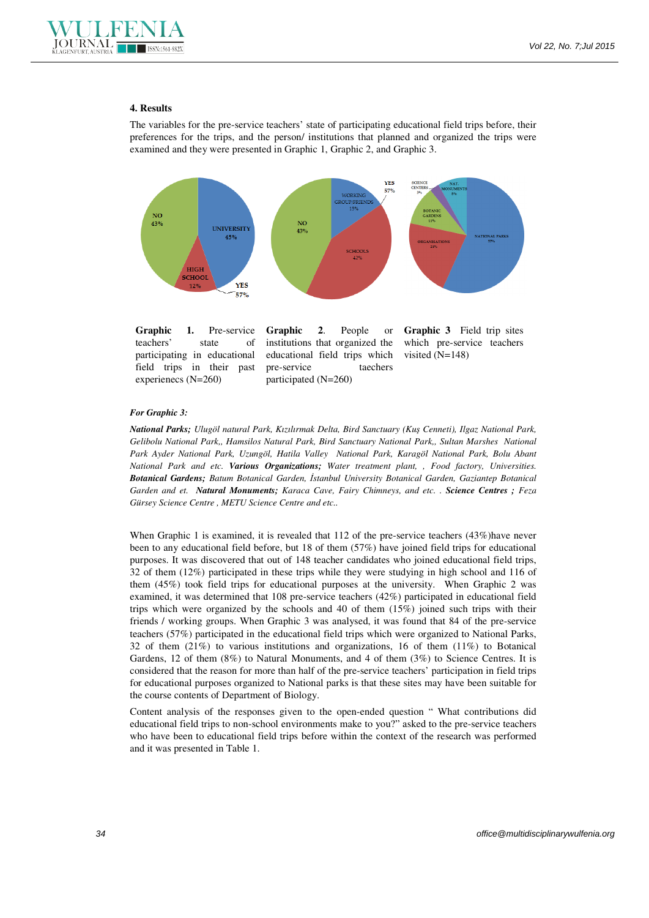### 4. Results

The variables for the pre-service teachers' state of participating educational field trips before, their preferences for the trips, and the person/ institutions that planned and organized the trips were examined and they were presented in Graphic 1, Graphic 2, and Graphic 3.

**Graphic 1.** Pre-service teachers' state of participating in educational field trips in their past experienecs (N=260)

**Graphic 2**. People or institutions that organized the educational field trips which pre-service taechers participated (N=260)

**Graphic 3** Field trip sites which pre-service teachers visited (N=148)

***For Graphic 3:***

***National Parks;*** *Ulugöl natural Park, Kızılırmak Delta, Bird Sanctuary (Kuş Cenneti), Ilgaz National Park, Gelibolu National Park,, Hamsilos Natural Park, Bird Sanctuary National Park,, Sultan Marshes National Park Ayder National Park, Uzungöl, Hatila Valley National Park, Karagöl National Park, Bolu Abant National Park and etc.* ***Various Organizations;*** *Water treatment plant, , Food factory, Universities.* ***Botanical Gardens;*** *Batum Botanical Garden, İstanbul University Botanical Garden, Gaziantep Botanical Garden and et.* ***Natural Monuments;*** *Karaca Cave, Fairy Chimneys, and etc. .* ***Science Centres ;*** *Feza Gürsey Science Centre , METU Science Centre and etc..*

When Graphic 1 is examined, it is revealed that 112 of the pre-service teachers (43%)have never been to any educational field before, but 18 of them (57%) have joined field trips for educational purposes. It was discovered that out of 148 teacher candidates who joined educational field trips, 32 of them (12%) participated in these trips while they were studying in high school and 116 of them (45%) took field trips for educational purposes at the university. When Graphic 2 was examined, it was determined that 108 pre-service teachers (42%) participated in educational field trips which were organized by the schools and 40 of them (15%) joined such trips with their friends / working groups. When Graphic 3 was analysed, it was found that 84 of the pre-service teachers (57%) participated in the educational field trips which were organized to National Parks, 32 of them (21%) to various institutions and organizations, 16 of them (11%) to Botanical Gardens, 12 of them (8%) to Natural Monuments, and 4 of them (3%) to Science Centres. It is considered that the reason for more than half of the pre-service teachers' participation in field trips for educational purposes organized to National parks is that these sites may have been suitable for the course contents of Department of Biology.

Content analysis of the responses given to the open-ended question " What contributions did educational field trips to non-school environments make to you?" asked to the pre-service teachers who have been to educational field trips before within the context of the research was performed and it was presented in Table 1.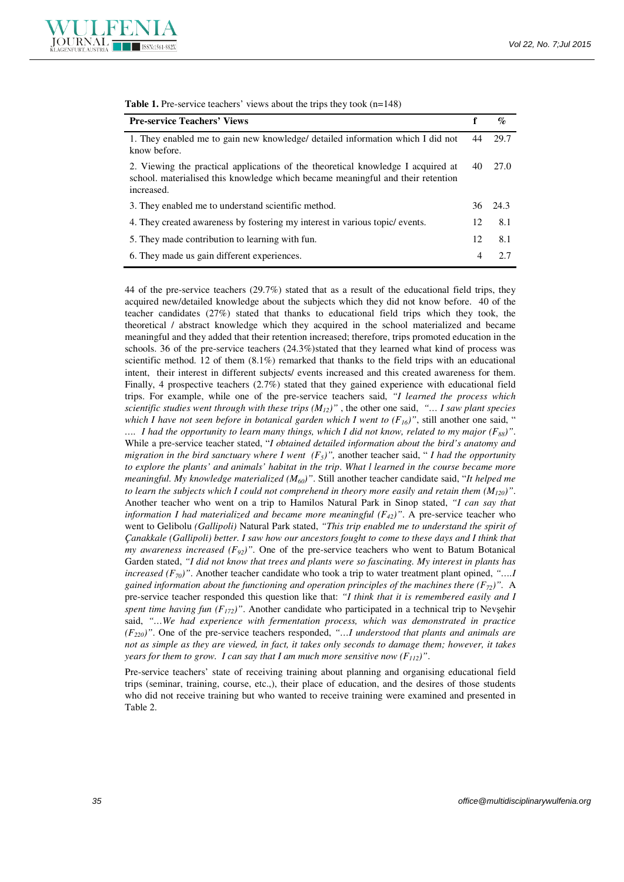**Table 1.** Pre-service teachers' views about the trips they took (n=148)

| Pre-service Teachers' Views | f | % |
|---|---|---|
| 1. They enabled me to gain new knowledge/ detailed information which I did not know before. | 44 | 29.7 |
| 2. Viewing the practical applications of the theoretical knowledge I acquired at school. materialised this knowledge which became meaningful and their retention increased. | 40 | 27.0 |
| 3. They enabled me to understand scientific method. | 36 | 24.3 |
| 4. They created awareness by fostering my interest in various topic/ events. | 12 | 8.1 |
| 5. They made contribution to learning with fun. | 12 | 8.1 |
| 6. They made us gain different experiences. | 4 | 2.7 |

44 of the pre-service teachers (29.7%) stated that as a result of the educational field trips, they acquired new/detailed knowledge about the subjects which they did not know before. 40 of the teacher candidates (27%) stated that thanks to educational field trips which they took, the theoretical / abstract knowledge which they acquired in the school materialized and became meaningful and they added that their retention increased; therefore, trips promoted education in the schools. 36 of the pre-service teachers (24.3%)stated that they learned what kind of process was scientific method. 12 of them (8.1%) remarked that thanks to the field trips with an educational intent, their interest in different subjects/ events increased and this created awareness for them. Finally, 4 prospective teachers (2.7%) stated that they gained experience with educational field trips. For example, while one of the pre-service teachers said, *"I learned the process which scientific studies went through with these trips ($M_{12}$)"* , the other one said, *"… I saw plant species which I have not seen before in botanical garden which I went to ($F_{16}$)"*, still another one said, " *…. I had the opportunity to learn many things, which I did not know, related to my major ($F_{88}$)"*. While a pre-service teacher stated, "*I obtained detailed information about the bird's anatomy and migration in the bird sanctuary where I went ($F_5$)",* another teacher said, " *I had the opportunity to explore the plants' and animals' habitat in the trip. What I learned in the course became more meaningful. My knowledge materialized ($M_{60}$)"*. Still another teacher candidate said, "*It helped me to learn the subjects which I could not comprehend in theory more easily and retain them ($M_{120}$)"*. Another teacher who went on a trip to Hamilos Natural Park in Sinop stated, *"I can say that information I had materialized and became more meaningful ($F_{42}$)"*. A pre-service teacher who went to Gelibolu *(Gallipoli)* Natural Park stated, *"This trip enabled me to understand the spirit of Çanakkale (Gallipoli) better. I saw how our ancestors fought to come to these days and I think that my awareness increased ($F_{92}$)"*. One of the pre-service teachers who went to Batum Botanical Garden stated, *"I did not know that trees and plants were so fascinating. My interest in plants has increased ($F_{70}$)"*. Another teacher candidate who took a trip to water treatment plant opined, *"….I gained information about the functioning and operation principles of the machines there ($F_{72}$)"*. A pre-service teacher responded this question like that: *"I think that it is remembered easily and I spent time having fun ($F_{172}$)"*. Another candidate who participated in a technical trip to Nevşehir said, *"…We had experience with fermentation process, which was demonstrated in practice ($F_{220}$)"*. One of the pre-service teachers responded, *"…I understood that plants and animals are not as simple as they are viewed, in fact, it takes only seconds to damage them; however, it takes years for them to grow. I can say that I am much more sensitive now ($F_{112}$)"*.

Pre-service teachers' state of receiving training about planning and organising educational field trips (seminar, training, course, etc.,), their place of education, and the desires of those students who did not receive training but who wanted to receive training were examined and presented in Table 2.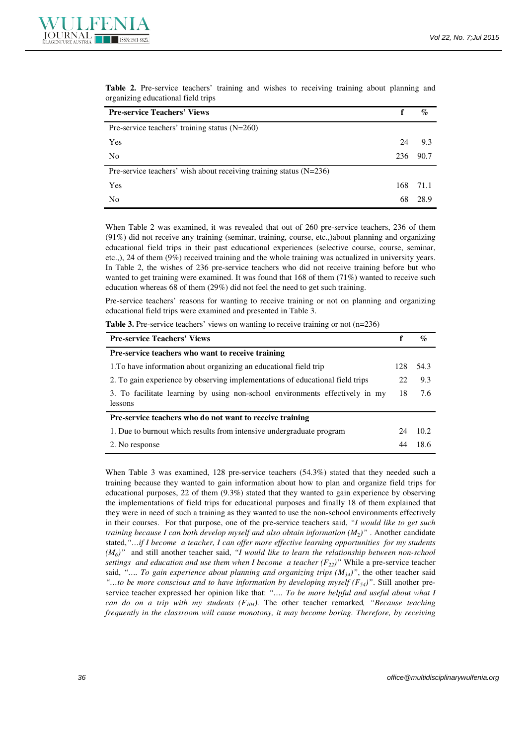**Table 2.** Pre-service teachers' training and wishes to receiving training about planning and organizing educational field trips

| Pre-service Teachers' Views | f | % |
|---|---|---|
| Pre-service teachers' training status (N=260) | | |
| Yes | 24 | 9.3 |
| No | 236 | 90.7 |
| Pre-service teachers' wish about receiving training status (N=236) | | |
| Yes | 168 | 71.1 |
| No | 68 | 28.9 |

When Table 2 was examined, it was revealed that out of 260 pre-service teachers, 236 of them (91%) did not receive any training (seminar, training, course, etc.,)about planning and organizing educational field trips in their past educational experiences (selective course, course, seminar, etc.,), 24 of them (9%) received training and the whole training was actualized in university years. In Table 2, the wishes of 236 pre-service teachers who did not receive training before but who wanted to get training were examined. It was found that 168 of them (71%) wanted to receive such education whereas 68 of them (29%) did not feel the need to get such training.

Pre-service teachers' reasons for wanting to receive training or not on planning and organizing educational field trips were examined and presented in Table 3.

**Table 3.** Pre-service teachers' views on wanting to receive training or not (n=236)

| Pre-service Teachers' Views | f | % |
|---|---|---|
| **Pre-service teachers who want to receive training** | | |
| 1.To have information about organizing an educational field trip | 128 | 54.3 |
| 2. To gain experience by observing implementations of educational field trips | 22 | 9.3 |
| 3. To facilitate learning by using non-school environments effectively in my lessons | 18 | 7.6 |
| **Pre-service teachers who do not want to receive training** | | |
| 1. Due to burnout which results from intensive undergraduate program | 24 | 10.2 |
| 2. No response | 44 | 18.6 |

When Table 3 was examined, 128 pre-service teachers (54.3%) stated that they needed such a training because they wanted to gain information about how to plan and organize field trips for educational purposes, 22 of them (9.3%) stated that they wanted to gain experience by observing the implementations of field trips for educational purposes and finally 18 of them explained that they were in need of such a training as they wanted to use the non-school environments effectively in their courses. For that purpose, one of the pre-service teachers said, *"I would like to get such training because I can both develop myself and also obtain information ($M_2$)"* . Another candidate stated,*"…if I become a teacher, I can offer more effective learning opportunities for my students ($M_6$)"* and still another teacher said, *"I would like to learn the relationship between non-school settings and education and use them when I become a teacher ($F_{22}$)"* While a pre-service teacher said, *"…. To gain experience about planning and organizing trips ($M_{34}$)"*, the other teacher said *"…to be more conscious and to have information by developing myself ($F_{54}$)"*. Still another pre-service teacher expressed her opinion like that: *"…. To be more helpful and useful about what I can do on a trip with my students ($F_{104}$).* The other teacher remarked*, "Because teaching frequently in the classroom will cause monotony, it may become boring. Therefore, by receiving*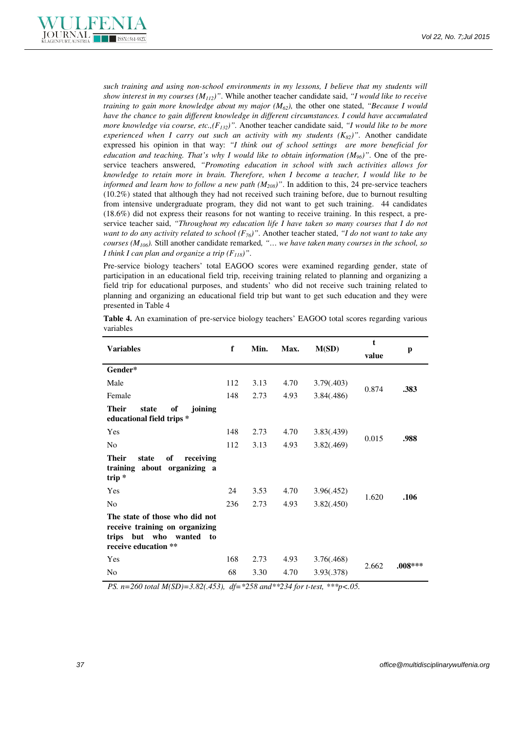*such training and using non-school environments in my lessons, I believe that my students will show interest in my courses ($M_{112}$)"*. While another teacher candidate said, *"I would like to receive training to gain more knowledge about my major ($M_{62}$),* the other one stated, *"Because I would have the chance to gain different knowledge in different circumstances. I could have accumulated more knowledge via course, etc.,($F_{132}$)"*. Another teacher candidate said, *"I would like to be more experienced when I carry out such an activity with my students ($K_{82}$)"*. Another candidate expressed his opinion in that way: *"I think out of school settings are more beneficial for education and teaching. That's why I would like to obtain information ($M_{96}$)"*. One of the pre-service teachers answered, *"Promoting education in school with such activities allows for knowledge to retain more in brain. Therefore, when I become a teacher, I would like to be informed and learn how to follow a new path ($M_{208}$)"*. In addition to this, 24 pre-service teachers (10.2%) stated that although they had not received such training before, due to burnout resulting from intensive undergraduate program, they did not want to get such training. 44 candidates (18.6%) did not express their reasons for not wanting to receive training. In this respect, a pre-service teacher said, *"Throughout my education life I have taken so many courses that I do not want to do any activity related to school ($F_{76}$)"*. Another teacher stated, *"I do not want to take any courses ($M_{106}$).* Still another candidate remarked*, "… we have taken many courses in the school, so I think I can plan and organize a trip ($F_{118}$)"*.

Pre-service biology teachers' total EAGOO scores were examined regarding gender, state of participation in an educational field trip, receiving training related to planning and organizing a field trip for educational purposes, and students' who did not receive such training related to planning and organizing an educational field trip but want to get such education and they were presented in Table 4

**Table 4.** An examination of pre-service biology teachers' EAGOO total scores regarding various variables

| Variables | f | Min. | Max. | M(SD) | t value | p |
|---|---|---|---|---|---|---|
| **Gender*** | | | | | | |
| Male | 112 | 3.13 | 4.70 | 3.79(.403) | 0.874 | **.383** |
| Female | 148 | 2.73 | 4.93 | 3.84(.486) | | |
| **Their state of joining educational field trips *** | | | | | | |
| Yes | 148 | 2.73 | 4.70 | 3.83(.439) | 0.015 | **.988** |
| No | 112 | 3.13 | 4.93 | 3.82(.469) | | |
| **Their state of receiving training about organizing a trip *** | | | | | | |
| Yes | 24 | 3.53 | 4.70 | 3.96(.452) | 1.620 | **.106** |
| No | 236 | 2.73 | 4.93 | 3.82(.450) | | |
| **The state of those who did not receive training on organizing trips but who wanted to receive education **** | | | | | | |
| Yes | 168 | 2.73 | 4.93 | 3.76(.468) | 2.662 | **.008***** |
| No | 68 | 3.30 | 4.70 | 3.93(.378) | | |

*PS. n=260 total M(SD)=3.82(.453), df=*258 and**234 for t-test, ***p<.05.*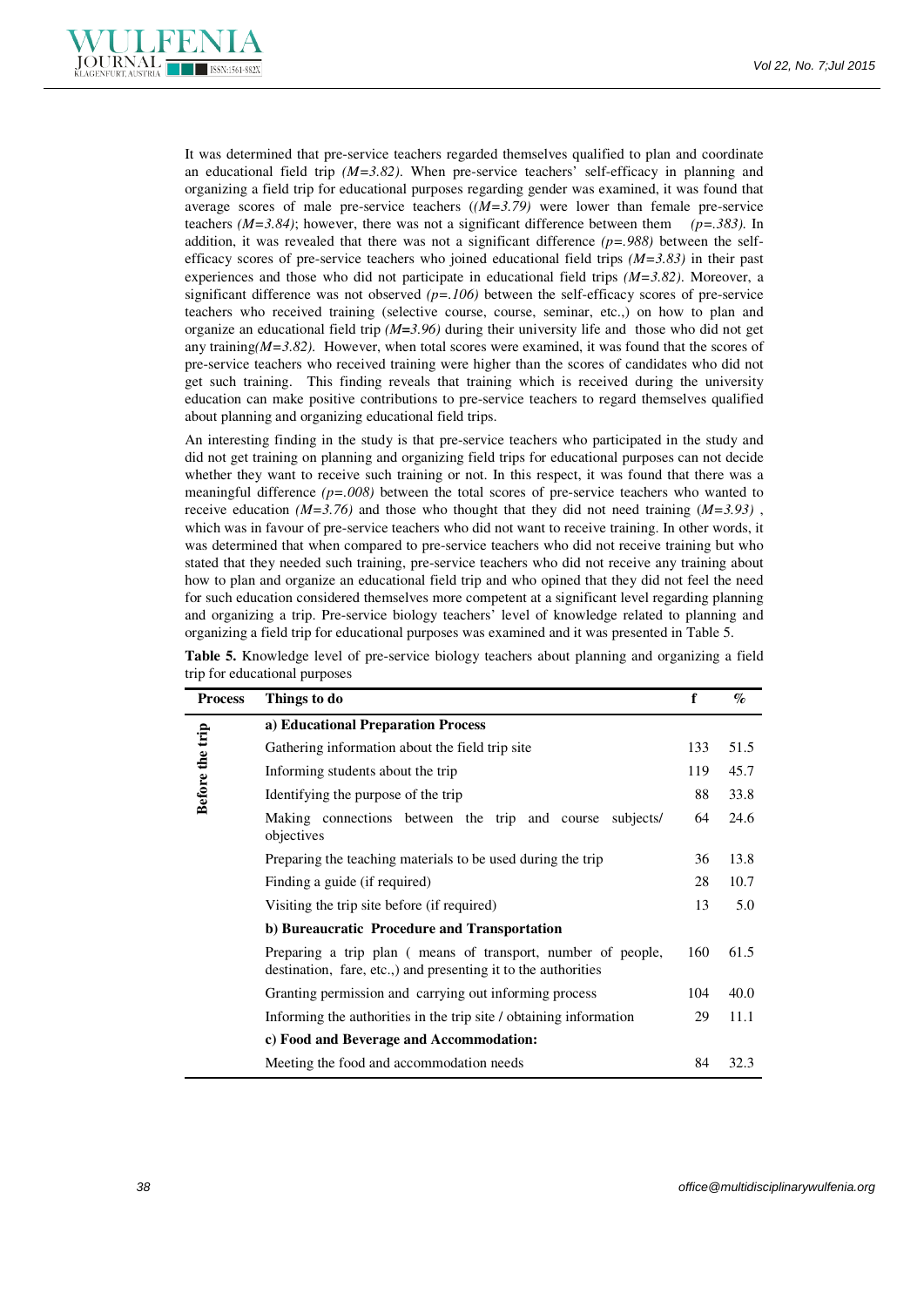It was determined that pre-service teachers regarded themselves qualified to plan and coordinate an educational field trip *(M=3.82)*. When pre-service teachers' self-efficacy in planning and organizing a field trip for educational purposes regarding gender was examined, it was found that average scores of male pre-service teachers (*(M=3.79)* were lower than female pre-service teachers *(M=3.84)*; however, there was not a significant difference between them *(p=.383)*. In addition, it was revealed that there was not a significant difference *(p=.988)* between the self-efficacy scores of pre-service teachers who joined educational field trips *(M=3.83)* in their past experiences and those who did not participate in educational field trips *(M=3.82)*. Moreover, a significant difference was not observed *(p=.106)* between the self-efficacy scores of pre-service teachers who received training (selective course, course, seminar, etc.,) on how to plan and organize an educational field trip *(M=3.96)* during their university life and those who did not get any training*(M=3.82)*. However, when total scores were examined, it was found that the scores of pre-service teachers who received training were higher than the scores of candidates who did not get such training. This finding reveals that training which is received during the university education can make positive contributions to pre-service teachers to regard themselves qualified about planning and organizing educational field trips.

An interesting finding in the study is that pre-service teachers who participated in the study and did not get training on planning and organizing field trips for educational purposes can not decide whether they want to receive such training or not. In this respect, it was found that there was a meaningful difference *(p=.008)* between the total scores of pre-service teachers who wanted to receive education *(M=3.76)* and those who thought that they did not need training (*M=3.93)* , which was in favour of pre-service teachers who did not want to receive training. In other words, it was determined that when compared to pre-service teachers who did not receive training but who stated that they needed such training, pre-service teachers who did not receive any training about how to plan and organize an educational field trip and who opined that they did not feel the need for such education considered themselves more competent at a significant level regarding planning and organizing a trip. Pre-service biology teachers' level of knowledge related to planning and organizing a field trip for educational purposes was examined and it was presented in Table 5.

**Table 5.** Knowledge level of pre-service biology teachers about planning and organizing a field trip for educational purposes

| Process | Things to do | f | % |
|---|---|---|---|
| Before the trip | **a) Educational Preparation Process** | | |
| | Gathering information about the field trip site | 133 | 51.5 |
| | Informing students about the trip | 119 | 45.7 |
| | Identifying the purpose of the trip | 88 | 33.8 |
| | Making connections between the trip and course subjects/ objectives | 64 | 24.6 |
| | Preparing the teaching materials to be used during the trip | 36 | 13.8 |
| | Finding a guide (if required) | 28 | 10.7 |
| | Visiting the trip site before (if required) | 13 | 5.0 |
| | **b) Bureaucratic Procedure and Transportation** | | |
| | Preparing a trip plan ( means of transport, number of people, destination, fare, etc.,) and presenting it to the authorities | 160 | 61.5 |
| | Granting permission and carrying out informing process | 104 | 40.0 |
| | Informing the authorities in the trip site / obtaining information | 29 | 11.1 |
| | **c) Food and Beverage and Accommodation:** | | |
| | Meeting the food and accommodation needs | 84 | 32.3 |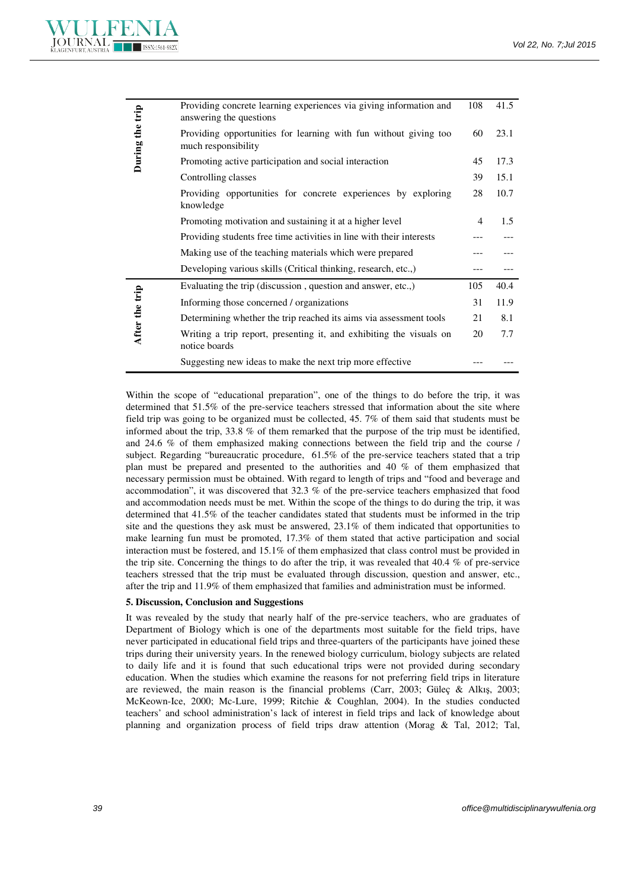| | | | |
|---|---|---|---|
| During the trip | Providing concrete learning experiences via giving information and answering the questions | 108 | 41.5 |
| | Providing opportunities for learning with fun without giving too much responsibility | 60 | 23.1 |
| | Promoting active participation and social interaction | 45 | 17.3 |
| | Controlling classes | 39 | 15.1 |
| | Providing opportunities for concrete experiences by exploring knowledge | 28 | 10.7 |
| | Promoting motivation and sustaining it at a higher level | 4 | 1.5 |
| | Providing students free time activities in line with their interests | --- | --- |
| | Making use of the teaching materials which were prepared | --- | --- |
| | Developing various skills (Critical thinking, research, etc.,) | --- | --- |
| After the trip | Evaluating the trip (discussion , question and answer, etc.,) | 105 | 40.4 |
| | Informing those concerned / organizations | 31 | 11.9 |
| | Determining whether the trip reached its aims via assessment tools | 21 | 8.1 |
| | Writing a trip report, presenting it, and exhibiting the visuals on notice boards | 20 | 7.7 |
| | Suggesting new ideas to make the next trip more effective | --- | --- |

Within the scope of "educational preparation", one of the things to do before the trip, it was determined that 51.5% of the pre-service teachers stressed that information about the site where field trip was going to be organized must be collected, 45. 7% of them said that students must be informed about the trip, 33.8 % of them remarked that the purpose of the trip must be identified, and 24.6 % of them emphasized making connections between the field trip and the course / subject. Regarding "bureaucratic procedure, 61.5% of the pre-service teachers stated that a trip plan must be prepared and presented to the authorities and 40 % of them emphasized that necessary permission must be obtained. With regard to length of trips and "food and beverage and accommodation", it was discovered that 32.3 % of the pre-service teachers emphasized that food and accommodation needs must be met. Within the scope of the things to do during the trip, it was determined that 41.5% of the teacher candidates stated that students must be informed in the trip site and the questions they ask must be answered, 23.1% of them indicated that opportunities to make learning fun must be promoted, 17.3% of them stated that active participation and social interaction must be fostered, and 15.1% of them emphasized that class control must be provided in the trip site. Concerning the things to do after the trip, it was revealed that 40.4 % of pre-service teachers stressed that the trip must be evaluated through discussion, question and answer, etc., after the trip and 11.9% of them emphasized that families and administration must be informed.

## 5. Discussion, Conclusion and Suggestions

It was revealed by the study that nearly half of the pre-service teachers, who are graduates of Department of Biology which is one of the departments most suitable for the field trips, have never participated in educational field trips and three-quarters of the participants have joined these trips during their university years. In the renewed biology curriculum, biology subjects are related to daily life and it is found that such educational trips were not provided during secondary education. When the studies which examine the reasons for not preferring field trips in literature are reviewed, the main reason is the financial problems (Carr, 2003; Güleç & Alkış, 2003; McKeown-Ice, 2000; Mc-Lure, 1999; Ritchie & Coughlan, 2004). In the studies conducted teachers' and school administration's lack of interest in field trips and lack of knowledge about planning and organization process of field trips draw attention (Morag & Tal, 2012; Tal,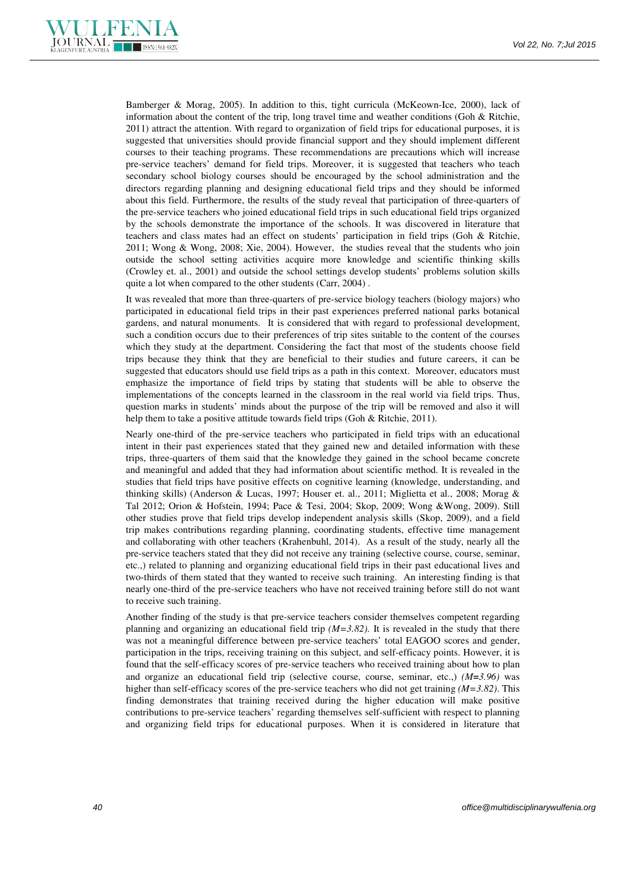Bamberger & Morag, 2005). In addition to this, tight curricula (McKeown-Ice, 2000), lack of information about the content of the trip, long travel time and weather conditions (Goh & Ritchie, 2011) attract the attention. With regard to organization of field trips for educational purposes, it is suggested that universities should provide financial support and they should implement different courses to their teaching programs. These recommendations are precautions which will increase pre-service teachers' demand for field trips. Moreover, it is suggested that teachers who teach secondary school biology courses should be encouraged by the school administration and the directors regarding planning and designing educational field trips and they should be informed about this field. Furthermore, the results of the study reveal that participation of three-quarters of the pre-service teachers who joined educational field trips in such educational field trips organized by the schools demonstrate the importance of the schools. It was discovered in literature that teachers and class mates had an effect on students' participation in field trips (Goh & Ritchie, 2011; Wong & Wong, 2008; Xie, 2004). However, the studies reveal that the students who join outside the school setting activities acquire more knowledge and scientific thinking skills (Crowley et. al., 2001) and outside the school settings develop students' problems solution skills quite a lot when compared to the other students (Carr, 2004) .

It was revealed that more than three-quarters of pre-service biology teachers (biology majors) who participated in educational field trips in their past experiences preferred national parks botanical gardens, and natural monuments. It is considered that with regard to professional development, such a condition occurs due to their preferences of trip sites suitable to the content of the courses which they study at the department. Considering the fact that most of the students choose field trips because they think that they are beneficial to their studies and future careers, it can be suggested that educators should use field trips as a path in this context. Moreover, educators must emphasize the importance of field trips by stating that students will be able to observe the implementations of the concepts learned in the classroom in the real world via field trips. Thus, question marks in students' minds about the purpose of the trip will be removed and also it will help them to take a positive attitude towards field trips (Goh & Ritchie, 2011).

Nearly one-third of the pre-service teachers who participated in field trips with an educational intent in their past experiences stated that they gained new and detailed information with these trips, three-quarters of them said that the knowledge they gained in the school became concrete and meaningful and added that they had information about scientific method. It is revealed in the studies that field trips have positive effects on cognitive learning (knowledge, understanding, and thinking skills) (Anderson & Lucas, 1997; Houser et. al., 2011; Miglietta et al., 2008; Morag & Tal 2012; Orion & Hofstein, 1994; Pace & Tesi, 2004; Skop, 2009; Wong &Wong, 2009). Still other studies prove that field trips develop independent analysis skills (Skop, 2009), and a field trip makes contributions regarding planning, coordinating students, effective time management and collaborating with other teachers (Krahenbuhl, 2014). As a result of the study, nearly all the pre-service teachers stated that they did not receive any training (selective course, course, seminar, etc.,) related to planning and organizing educational field trips in their past educational lives and two-thirds of them stated that they wanted to receive such training. An interesting finding is that nearly one-third of the pre-service teachers who have not received training before still do not want to receive such training.

Another finding of the study is that pre-service teachers consider themselves competent regarding planning and organizing an educational field trip *(M=3.82)*. It is revealed in the study that there was not a meaningful difference between pre-service teachers' total EAGOO scores and gender, participation in the trips, receiving training on this subject, and self-efficacy points. However, it is found that the self-efficacy scores of pre-service teachers who received training about how to plan and organize an educational field trip (selective course, course, seminar, etc.,) *(M=3.96)* was higher than self-efficacy scores of the pre-service teachers who did not get training *(M=3.82)*. This finding demonstrates that training received during the higher education will make positive contributions to pre-service teachers' regarding themselves self-sufficient with respect to planning and organizing field trips for educational purposes. When it is considered in literature that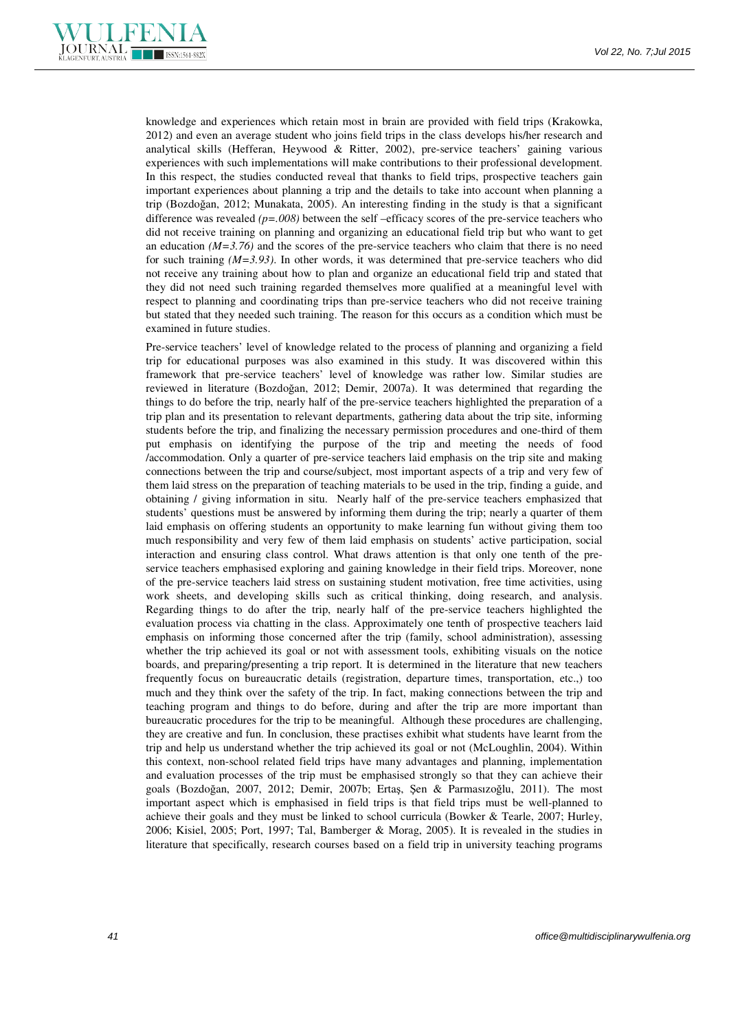knowledge and experiences which retain most in brain are provided with field trips (Krakowka, 2012) and even an average student who joins field trips in the class develops his/her research and analytical skills (Hefferan, Heywood & Ritter, 2002), pre-service teachers' gaining various experiences with such implementations will make contributions to their professional development. In this respect, the studies conducted reveal that thanks to field trips, prospective teachers gain important experiences about planning a trip and the details to take into account when planning a trip (Bozdoğan, 2012; Munakata, 2005). An interesting finding in the study is that a significant difference was revealed *($p=.008$)* between the self –efficacy scores of the pre-service teachers who did not receive training on planning and organizing an educational field trip but who want to get an education *($M=3.76$)* and the scores of the pre-service teachers who claim that there is no need for such training *($M=3.93$)*. In other words, it was determined that pre-service teachers who did not receive any training about how to plan and organize an educational field trip and stated that they did not need such training regarded themselves more qualified at a meaningful level with respect to planning and coordinating trips than pre-service teachers who did not receive training but stated that they needed such training. The reason for this occurs as a condition which must be examined in future studies.

Pre-service teachers' level of knowledge related to the process of planning and organizing a field trip for educational purposes was also examined in this study. It was discovered within this framework that pre-service teachers' level of knowledge was rather low. Similar studies are reviewed in literature (Bozdoğan, 2012; Demir, 2007a). It was determined that regarding the things to do before the trip, nearly half of the pre-service teachers highlighted the preparation of a trip plan and its presentation to relevant departments, gathering data about the trip site, informing students before the trip, and finalizing the necessary permission procedures and one-third of them put emphasis on identifying the purpose of the trip and meeting the needs of food /accommodation. Only a quarter of pre-service teachers laid emphasis on the trip site and making connections between the trip and course/subject, most important aspects of a trip and very few of them laid stress on the preparation of teaching materials to be used in the trip, finding a guide, and obtaining / giving information in situ. Nearly half of the pre-service teachers emphasized that students' questions must be answered by informing them during the trip; nearly a quarter of them laid emphasis on offering students an opportunity to make learning fun without giving them too much responsibility and very few of them laid emphasis on students' active participation, social interaction and ensuring class control. What draws attention is that only one tenth of the pre-service teachers emphasised exploring and gaining knowledge in their field trips. Moreover, none of the pre-service teachers laid stress on sustaining student motivation, free time activities, using work sheets, and developing skills such as critical thinking, doing research, and analysis. Regarding things to do after the trip, nearly half of the pre-service teachers highlighted the evaluation process via chatting in the class. Approximately one tenth of prospective teachers laid emphasis on informing those concerned after the trip (family, school administration), assessing whether the trip achieved its goal or not with assessment tools, exhibiting visuals on the notice boards, and preparing/presenting a trip report. It is determined in the literature that new teachers frequently focus on bureaucratic details (registration, departure times, transportation, etc.,) too much and they think over the safety of the trip. In fact, making connections between the trip and teaching program and things to do before, during and after the trip are more important than bureaucratic procedures for the trip to be meaningful. Although these procedures are challenging, they are creative and fun. In conclusion, these practises exhibit what students have learnt from the trip and help us understand whether the trip achieved its goal or not (McLoughlin, 2004). Within this context, non-school related field trips have many advantages and planning, implementation and evaluation processes of the trip must be emphasised strongly so that they can achieve their goals (Bozdoğan, 2007, 2012; Demir, 2007b; Ertaş, Şen & Parmasızoğlu, 2011). The most important aspect which is emphasised in field trips is that field trips must be well-planned to achieve their goals and they must be linked to school curricula (Bowker & Tearle, 2007; Hurley, 2006; Kisiel, 2005; Port, 1997; Tal, Bamberger & Morag, 2005). It is revealed in the studies in literature that specifically, research courses based on a field trip in university teaching programs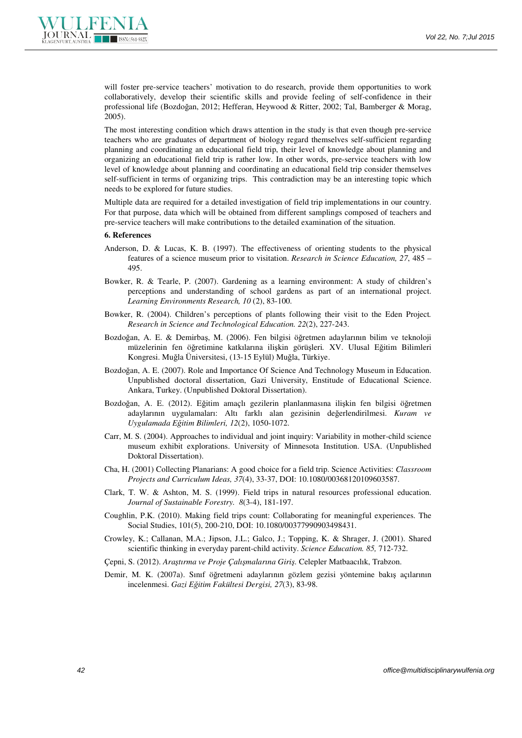will foster pre-service teachers' motivation to do research, provide them opportunities to work collaboratively, develop their scientific skills and provide feeling of self-confidence in their professional life (Bozdoğan, 2012; Hefferan, Heywood & Ritter, 2002; Tal, Bamberger & Morag, 2005).

The most interesting condition which draws attention in the study is that even though pre-service teachers who are graduates of department of biology regard themselves self-sufficient regarding planning and coordinating an educational field trip, their level of knowledge about planning and organizing an educational field trip is rather low. In other words, pre-service teachers with low level of knowledge about planning and coordinating an educational field trip consider themselves self-sufficient in terms of organizing trips. This contradiction may be an interesting topic which needs to be explored for future studies.

Multiple data are required for a detailed investigation of field trip implementations in our country. For that purpose, data which will be obtained from different samplings composed of teachers and pre-service teachers will make contributions to the detailed examination of the situation.

## 6. References

Anderson, D. & Lucas, K. B. (1997). The effectiveness of orienting students to the physical features of a science museum prior to visitation. *Research in Science Education, 27*, 485 – 495.

Bowker, R. & Tearle, P. (2007). Gardening as a learning environment: A study of children's perceptions and understanding of school gardens as part of an international project. *Learning Environments Research, 10* (2), 83-100.

Bowker, R. (2004). Children's perceptions of plants following their visit to the Eden Project. *Research in Science and Technological Education. 22*(2), 227-243.

Bozdoğan, A. E. & Demirbaş, M. (2006). Fen bilgisi öğretmen adaylarının bilim ve teknoloji müzelerinin fen öğretimine katkılarına ilişkin görüşleri. XV. Ulusal Eğitim Bilimleri Kongresi. Muğla Üniversitesi, (13-15 Eylül) Muğla, Türkiye.

Bozdoğan, A. E. (2007). Role and Importance Of Science And Technology Museum in Education. Unpublished doctoral dissertation, Gazi University, Enstitude of Educational Science. Ankara, Turkey. (Unpublished Doktoral Dissertation).

Bozdoğan, A. E. (2012). Eğitim amaçlı gezilerin planlanmasına ilişkin fen bilgisi öğretmen adaylarının uygulamaları: Altı farklı alan gezisinin değerlendirilmesi. *Kuram ve Uygulamada Eğitim Bilimleri, 12*(2), 1050-1072.

Carr, M. S. (2004). Approaches to individual and joint inquiry: Variability in mother-child science museum exhibit explorations. University of Minnesota Institution. USA. (Unpublished Doktoral Dissertation).

Cha, H. (2001) Collecting Planarians: A good choice for a field trip. Science Activities: *Classroom Projects and Curriculum Ideas, 37*(4), 33-37, DOI: 10.1080/00368120109603587.

Clark, T. W. & Ashton, M. S. (1999). Field trips in natural resources professional education. *Journal of Sustainable Forestry. 8*(3-4), 181-197.

Coughlin, P.K. (2010). Making field trips count: Collaborating for meaningful experiences. The Social Studies, 101(5), 200-210, DOI: 10.1080/00377990903498431.

Crowley, K.; Callanan, M.A.; Jipson, J.L.; Galco, J.; Topping, K. & Shrager, J. (2001). Shared scientific thinking in everyday parent-child activity. *Science Education. 85,* 712-732.

Çepni, S. (2012). *Araştırma ve Proje Çalışmalarına Giriş.* Celepler Matbaacılık, Trabzon.

Demir, M. K. (2007a). Sınıf öğretmeni adaylarının gözlem gezisi yöntemine bakış açılarının incelenmesi. *Gazi Eğitim Fakültesi Dergisi, 27*(3), 83-98.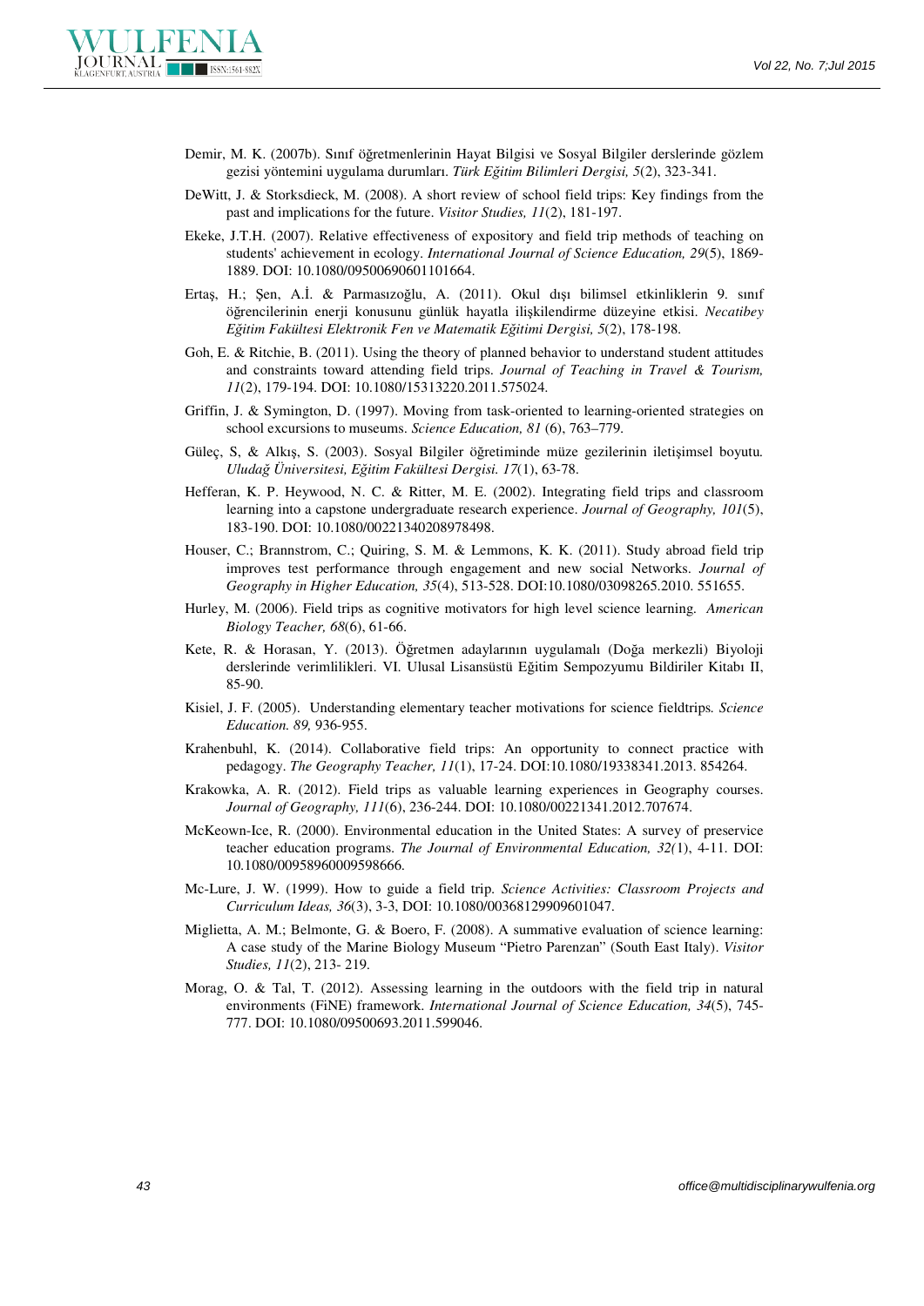Demir, M. K. (2007b). Sınıf öğretmenlerinin Hayat Bilgisi ve Sosyal Bilgiler derslerinde gözlem gezisi yöntemini uygulama durumları. *Türk Eğitim Bilimleri Dergisi, 5*(2), 323-341.

DeWitt, J. & Storksdieck, M. (2008). A short review of school field trips: Key findings from the past and implications for the future. *Visitor Studies, 11*(2), 181-197.

Ekeke, J.T.H. (2007). Relative effectiveness of expository and field trip methods of teaching on students' achievement in ecology. *International Journal of Science Education, 29*(5), 1869-1889. DOI: 10.1080/09500690601101664.

Ertaş, H.; Şen, A.İ. & Parmasızoğlu, A. (2011). Okul dışı bilimsel etkinliklerin 9. sınıf öğrencilerinin enerji konusunu günlük hayatla ilişkilendirme düzeyine etkisi. *Necatibey Eğitim Fakültesi Elektronik Fen ve Matematik Eğitimi Dergisi, 5*(2), 178-198.

Goh, E. & Ritchie, B. (2011). Using the theory of planned behavior to understand student attitudes and constraints toward attending field trips. *Journal of Teaching in Travel & Tourism, 11*(2), 179-194. DOI: 10.1080/15313220.2011.575024.

Griffin, J. & Symington, D. (1997). Moving from task-oriented to learning-oriented strategies on school excursions to museums. *Science Education, 81* (6), 763–779.

Güleç, S, & Alkış, S. (2003). Sosyal Bilgiler öğretiminde müze gezilerinin iletişimsel boyutu. *Uludağ Üniversitesi, Eğitim Fakültesi Dergisi. 17*(1), 63-78.

Hefferan, K. P. Heywood, N. C. & Ritter, M. E. (2002). Integrating field trips and classroom learning into a capstone undergraduate research experience. *Journal of Geography, 101*(5), 183-190. DOI: 10.1080/00221340208978498.

Houser, C.; Brannstrom, C.; Quiring, S. M. & Lemmons, K. K. (2011). Study abroad field trip improves test performance through engagement and new social Networks. *Journal of Geography in Higher Education, 35*(4), 513-528. DOI:10.1080/03098265.2010. 551655.

Hurley, M. (2006). Field trips as cognitive motivators for high level science learning. *American Biology Teacher, 68*(6), 61-66.

Kete, R. & Horasan, Y. (2013). Öğretmen adaylarının uygulamalı (Doğa merkezli) Biyoloji derslerinde verimlilikleri. VI. Ulusal Lisansüstü Eğitim Sempozyumu Bildiriler Kitabı II, 85-90.

Kisiel, J. F. (2005). Understanding elementary teacher motivations for science fieldtrips. *Science Education. 89,* 936-955.

Krahenbuhl, K. (2014). Collaborative field trips: An opportunity to connect practice with pedagogy. *The Geography Teacher, 11*(1), 17-24. DOI:10.1080/19338341.2013. 854264.

Krakowka, A. R. (2012). Field trips as valuable learning experiences in Geography courses. *Journal of Geography, 111*(6), 236-244. DOI: 10.1080/00221341.2012.707674.

McKeown-Ice, R. (2000). Environmental education in the United States: A survey of preservice teacher education programs. *The Journal of Environmental Education, 32(*1), 4-11. DOI: 10.1080/00958960009598666.

Mc-Lure, J. W. (1999). How to guide a field trip. *Science Activities: Classroom Projects and Curriculum Ideas, 36*(3), 3-3, DOI: 10.1080/00368129909601047.

Miglietta, A. M.; Belmonte, G. & Boero, F. (2008). A summative evaluation of science learning: A case study of the Marine Biology Museum "Pietro Parenzan" (South East Italy). *Visitor Studies, 11*(2), 213- 219.

Morag, O. & Tal, T. (2012). Assessing learning in the outdoors with the field trip in natural environments (FiNE) framework. *International Journal of Science Education, 34*(5), 745-777. DOI: 10.1080/09500693.2011.599046.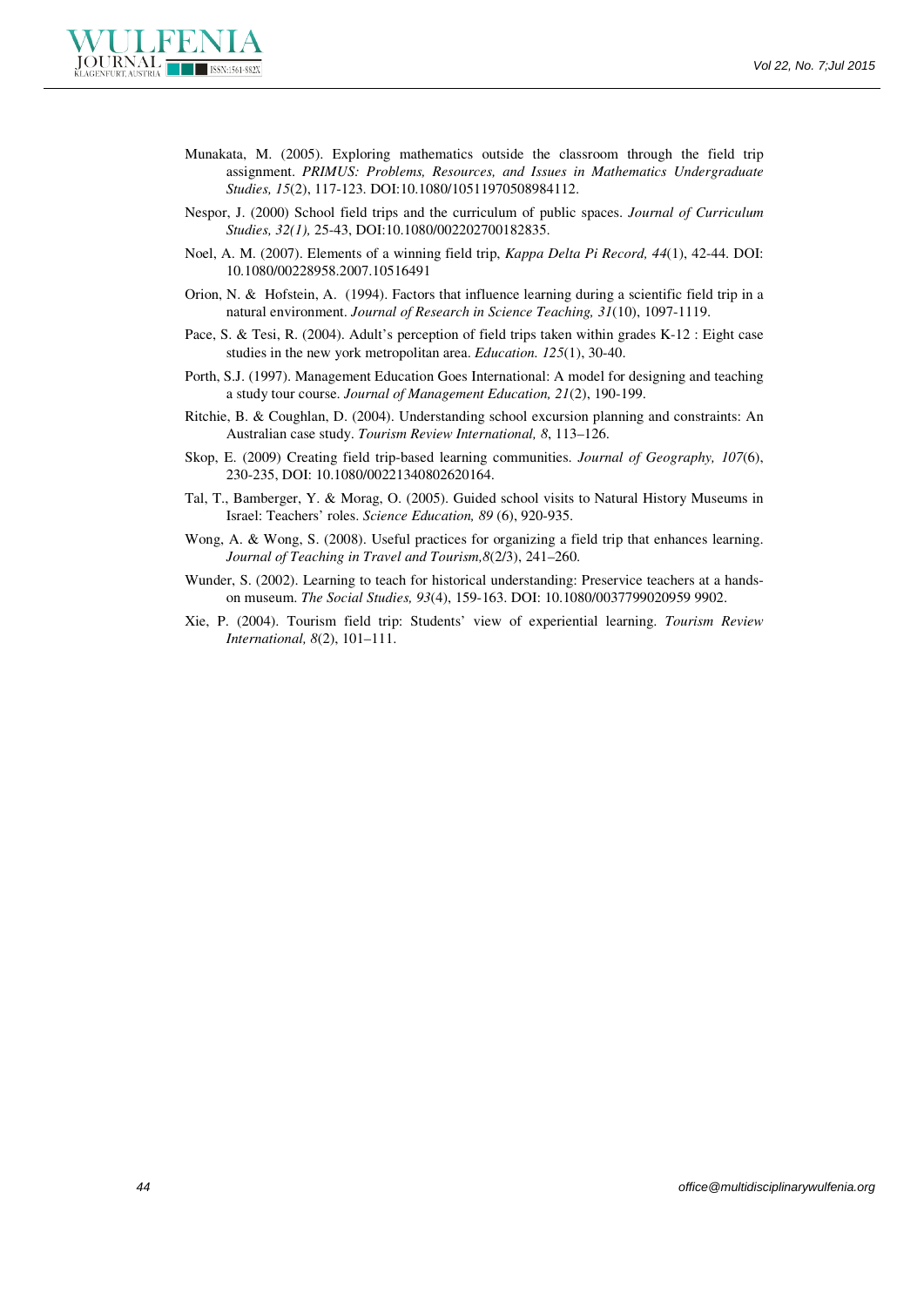Munakata, M. (2005). Exploring mathematics outside the classroom through the field trip assignment. *PRIMUS: Problems, Resources, and Issues in Mathematics Undergraduate Studies, 15*(2), 117-123. DOI:10.1080/10511970508984112.

Nespor, J. (2000) School field trips and the curriculum of public spaces. *Journal of Curriculum Studies, 32(1),* 25-43, DOI:10.1080/002202700182835.

Noel, A. M. (2007). Elements of a winning field trip, *Kappa Delta Pi Record, 44*(1), 42-44. DOI: 10.1080/00228958.2007.10516491

Orion, N. & Hofstein, A. (1994). Factors that influence learning during a scientific field trip in a natural environment. *Journal of Research in Science Teaching, 31*(10), 1097-1119.

Pace, S. & Tesi, R. (2004). Adult's perception of field trips taken within grades K-12 : Eight case studies in the new york metropolitan area. *Education. 125*(1), 30-40.

Porth, S.J. (1997). Management Education Goes International: A model for designing and teaching a study tour course. *Journal of Management Education, 21*(2), 190-199.

Ritchie, B. & Coughlan, D. (2004). Understanding school excursion planning and constraints: An Australian case study. *Tourism Review International, 8*, 113–126.

Skop, E. (2009) Creating field trip-based learning communities. *Journal of Geography, 107*(6), 230-235, DOI: 10.1080/00221340802620164.

Tal, T., Bamberger, Y. & Morag, O. (2005). Guided school visits to Natural History Museums in Israel: Teachers' roles. *Science Education, 89* (6), 920-935.

Wong, A. & Wong, S. (2008). Useful practices for organizing a field trip that enhances learning. *Journal of Teaching in Travel and Tourism,8*(2/3), 241–260.

Wunder, S. (2002). Learning to teach for historical understanding: Preservice teachers at a hands-on museum. *The Social Studies, 93*(4), 159-163. DOI: 10.1080/0037799020959 9902.

Xie, P. (2004). Tourism field trip: Students' view of experiential learning. *Tourism Review International, 8*(2), 101–111.